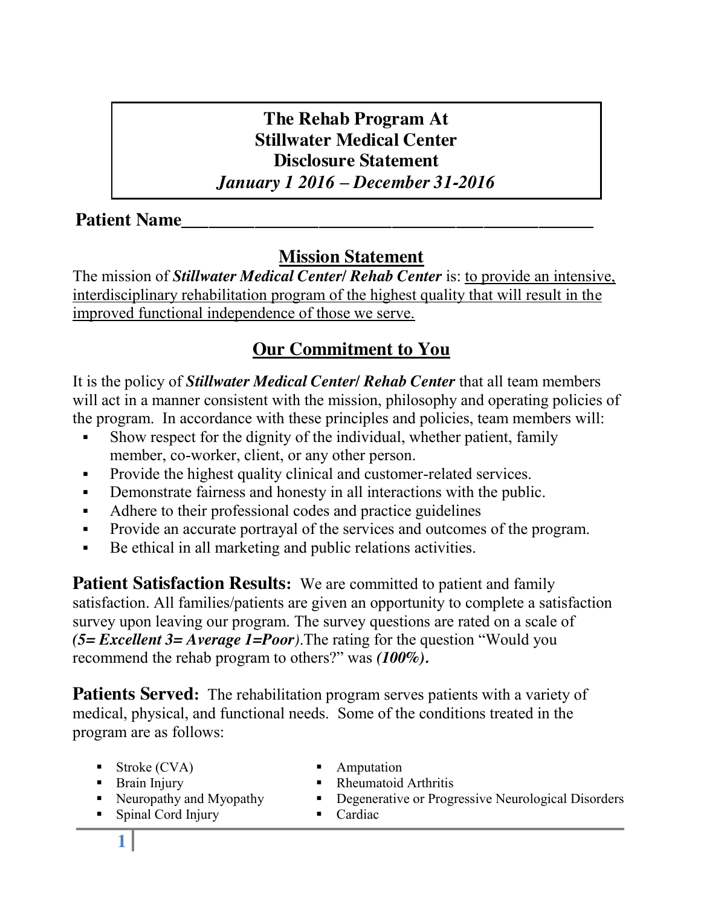# The Rehab Program At
# Stillwater Medical Center
# Disclosure Statement
# *January 1 2016 – December 31-2016*

**Patient Name_____________________________________________**

## Mission Statement

The mission of ***Stillwater Medical Center/ Rehab Center*** is: to provide an intensive, interdisciplinary rehabilitation program of the highest quality that will result in the improved functional independence of those we serve.

## Our Commitment to You

It is the policy of ***Stillwater Medical Center/ Rehab Center*** that all team members will act in a manner consistent with the mission, philosophy and operating policies of the program. In accordance with these principles and policies, team members will:

- Show respect for the dignity of the individual, whether patient, family member, co-worker, client, or any other person.
- Provide the highest quality clinical and customer-related services.
- Demonstrate fairness and honesty in all interactions with the public.
- Adhere to their professional codes and practice guidelines
- Provide an accurate portrayal of the services and outcomes of the program.
- Be ethical in all marketing and public relations activities.

**Patient Satisfaction Results:** We are committed to patient and family satisfaction. All families/patients are given an opportunity to complete a satisfaction survey upon leaving our program. The survey questions are rated on a scale of ***(5= Excellent 3= Average 1=Poor)***.The rating for the question "Would you recommend the rehab program to others?" was ***(100%)***.

**Patients Served:** The rehabilitation program serves patients with a variety of medical, physical, and functional needs. Some of the conditions treated in the program are as follows:

- Stroke (CVA)
- Brain Injury
- Neuropathy and Myopathy
- Spinal Cord Injury
- Amputation
- Rheumatoid Arthritis
- Degenerative or Progressive Neurological Disorders
- Cardiac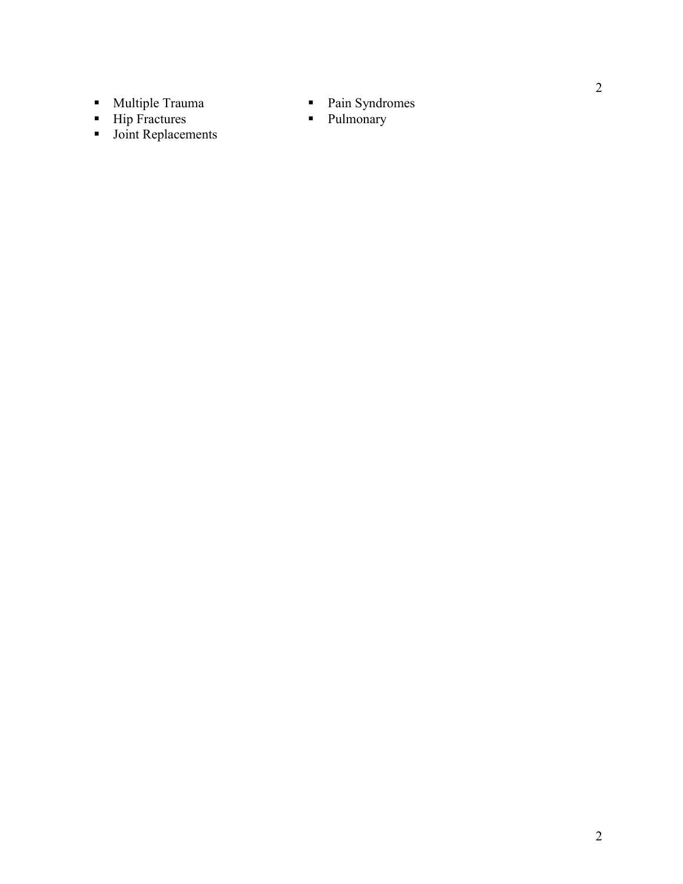- Multiple Trauma
- Hip Fractures
- Joint Replacements
- Pain Syndromes
- Pulmonary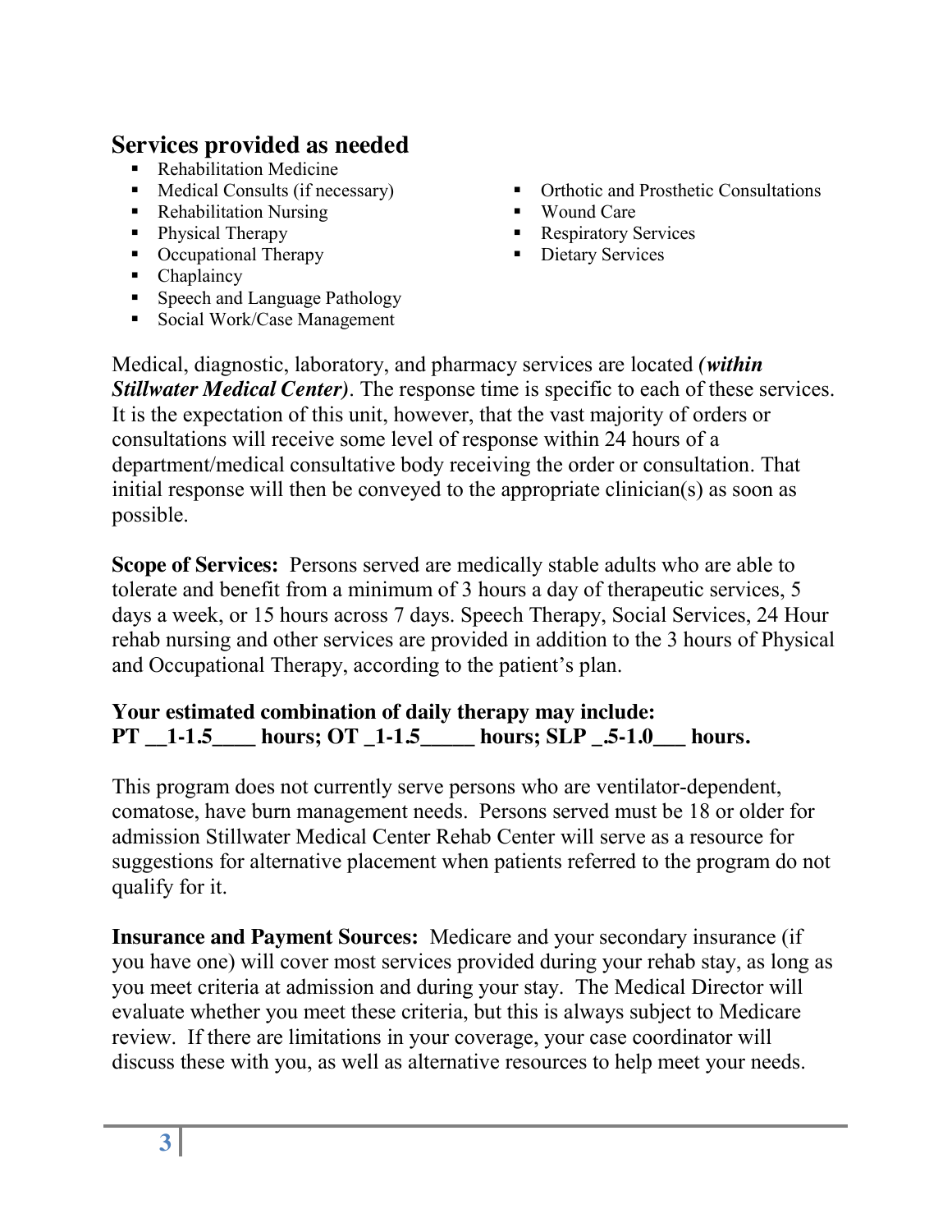## Services provided as needed

- Rehabilitation Medicine
- Medical Consults (if necessary)
- Rehabilitation Nursing
- Physical Therapy
- Occupational Therapy
- Chaplaincy
- Speech and Language Pathology
- Social Work/Case Management
- Orthotic and Prosthetic Consultations
- Wound Care
- Respiratory Services
- Dietary Services

Medical, diagnostic, laboratory, and pharmacy services are located ***(within Stillwater Medical Center)***. The response time is specific to each of these services. It is the expectation of this unit, however, that the vast majority of orders or consultations will receive some level of response within 24 hours of a department/medical consultative body receiving the order or consultation. That initial response will then be conveyed to the appropriate clinician(s) as soon as possible.

**Scope of Services:** Persons served are medically stable adults who are able to tolerate and benefit from a minimum of 3 hours a day of therapeutic services, 5 days a week, or 15 hours across 7 days. Speech Therapy, Social Services, 24 Hour rehab nursing and other services are provided in addition to the 3 hours of Physical and Occupational Therapy, according to the patient's plan.

**Your estimated combination of daily therapy may include:**
**PT __1-1.5____ hours; OT _1-1.5_____ hours; SLP _.5-1.0___ hours.**

This program does not currently serve persons who are ventilator-dependent, comatose, have burn management needs. Persons served must be 18 or older for admission Stillwater Medical Center Rehab Center will serve as a resource for suggestions for alternative placement when patients referred to the program do not qualify for it.

**Insurance and Payment Sources:** Medicare and your secondary insurance (if you have one) will cover most services provided during your rehab stay, as long as you meet criteria at admission and during your stay. The Medical Director will evaluate whether you meet these criteria, but this is always subject to Medicare review. If there are limitations in your coverage, your case coordinator will discuss these with you, as well as alternative resources to help meet your needs.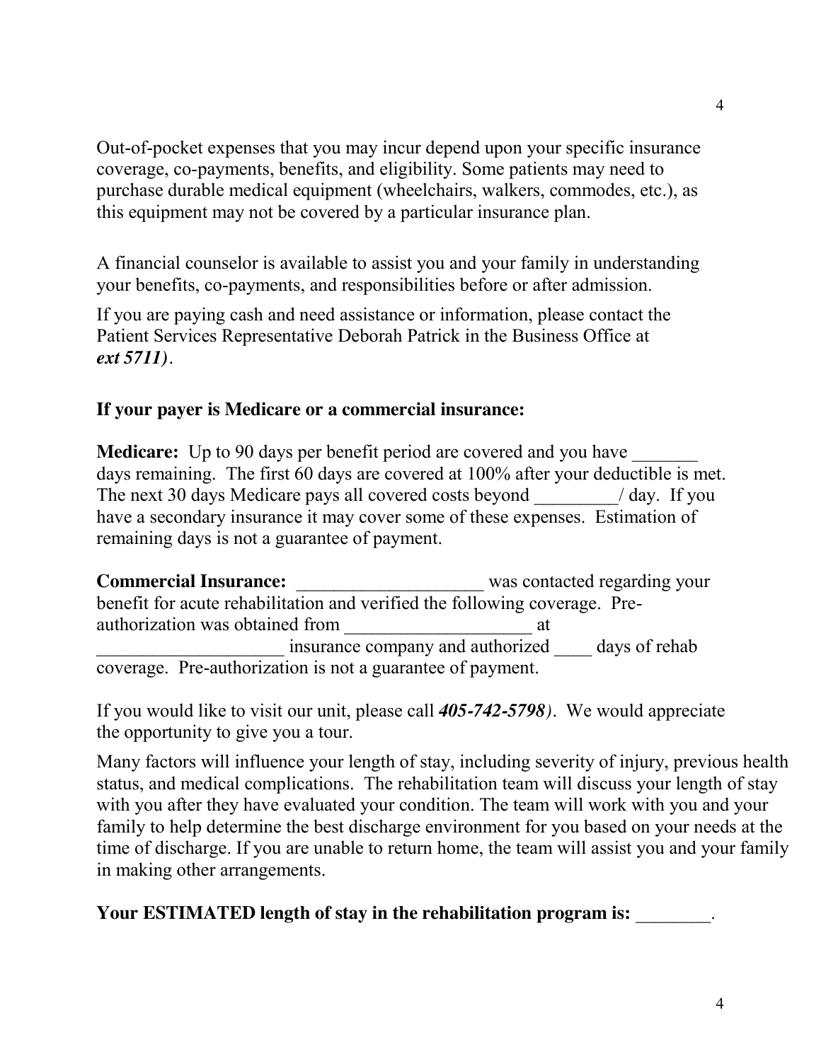Out-of-pocket expenses that you may incur depend upon your specific insurance coverage, co-payments, benefits, and eligibility. Some patients may need to purchase durable medical equipment (wheelchairs, walkers, commodes, etc.), as this equipment may not be covered by a particular insurance plan.

A financial counselor is available to assist you and your family in understanding your benefits, co-payments, and responsibilities before or after admission.

If you are paying cash and need assistance or information, please contact the Patient Services Representative Deborah Patrick in the Business Office at ***ext 5711)***.

**If your payer is Medicare or a commercial insurance:**

**Medicare:** Up to 90 days per benefit period are covered and you have _______ days remaining. The first 60 days are covered at 100% after your deductible is met. The next 30 days Medicare pays all covered costs beyond _________/ day. If you have a secondary insurance it may cover some of these expenses. Estimation of remaining days is not a guarantee of payment.

**Commercial Insurance:** ____________________ was contacted regarding your benefit for acute rehabilitation and verified the following coverage. Pre-authorization was obtained from ____________________ at ____________________ insurance company and authorized ____ days of rehab coverage. Pre-authorization is not a guarantee of payment.

If you would like to visit our unit, please call ***405-742-5798)***. We would appreciate the opportunity to give you a tour.

Many factors will influence your length of stay, including severity of injury, previous health status, and medical complications. The rehabilitation team will discuss your length of stay with you after they have evaluated your condition. The team will work with you and your family to help determine the best discharge environment for you based on your needs at the time of discharge. If you are unable to return home, the team will assist you and your family in making other arrangements.

**Your ESTIMATED length of stay in the rehabilitation program is:** ________.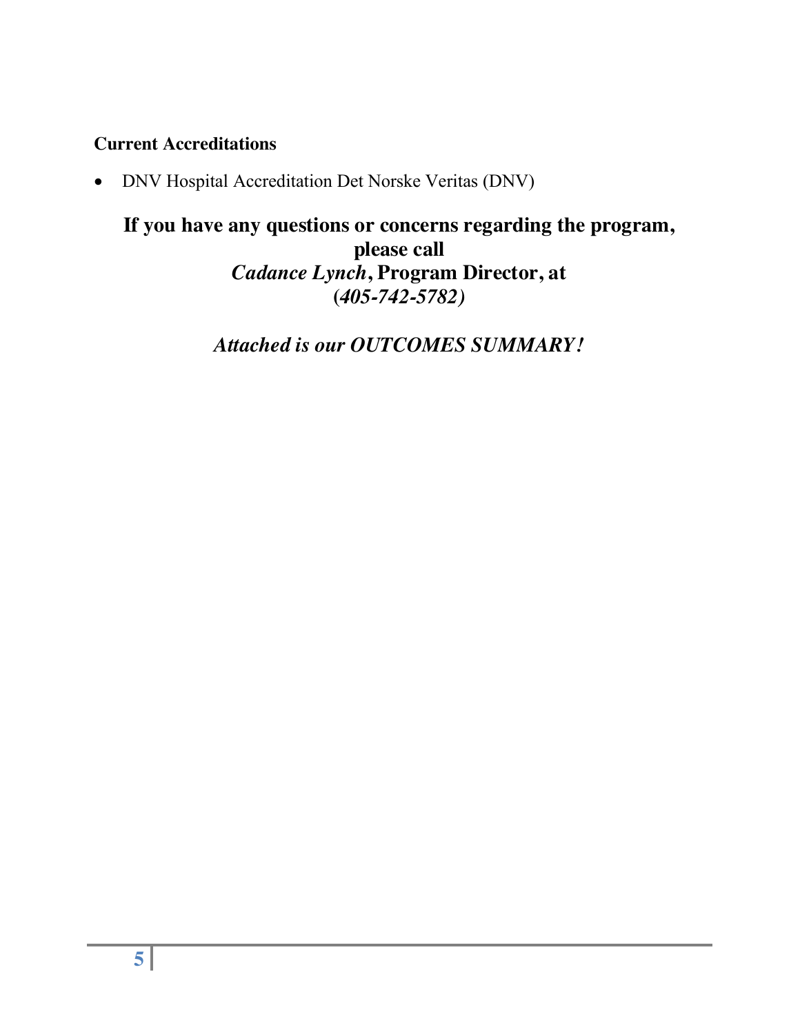**Current Accreditations**

- DNV Hospital Accreditation Det Norske Veritas (DNV)

**If you have any questions or concerns regarding the program, please call**
***Cadance Lynch*, Program Director, at**
**(*405-742-5782)***

***Attached is our OUTCOMES SUMMARY!***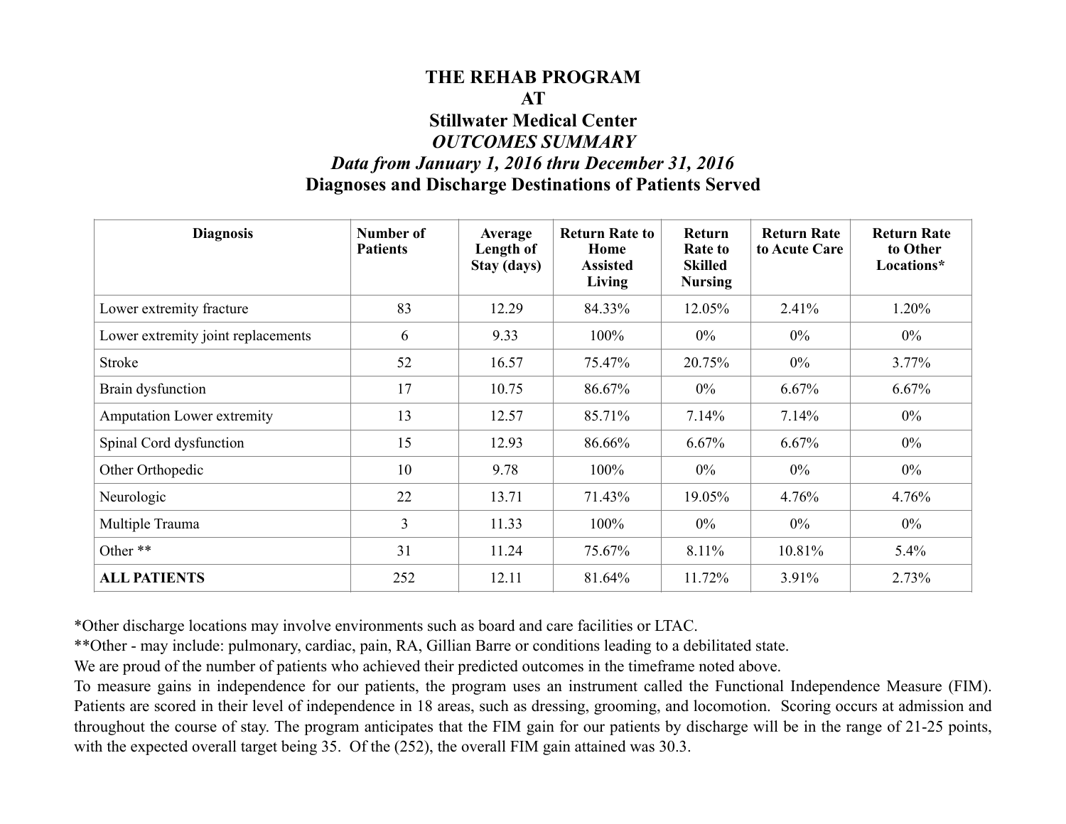# THE REHAB PROGRAM
# AT
# Stillwater Medical Center
## *OUTCOMES SUMMARY*
### *Data from January 1, 2016 thru December 31, 2016*
### Diagnoses and Discharge Destinations of Patients Served

| Diagnosis | Number of Patients | Average Length of Stay (days) | Return Rate to Home Assisted Living | Return Rate to Skilled Nursing | Return Rate to Acute Care | Return Rate to Other Locations* |
|---|---|---|---|---|---|---|
| Lower extremity fracture | 83 | 12.29 | 84.33% | 12.05% | 2.41% | 1.20% |
| Lower extremity joint replacements | 6 | 9.33 | 100% | 0% | 0% | 0% |
| Stroke | 52 | 16.57 | 75.47% | 20.75% | 0% | 3.77% |
| Brain dysfunction | 17 | 10.75 | 86.67% | 0% | 6.67% | 6.67% |
| Amputation Lower extremity | 13 | 12.57 | 85.71% | 7.14% | 7.14% | 0% |
| Spinal Cord dysfunction | 15 | 12.93 | 86.66% | 6.67% | 6.67% | 0% |
| Other Orthopedic | 10 | 9.78 | 100% | 0% | 0% | 0% |
| Neurologic | 22 | 13.71 | 71.43% | 19.05% | 4.76% | 4.76% |
| Multiple Trauma | 3 | 11.33 | 100% | 0% | 0% | 0% |
| Other ** | 31 | 11.24 | 75.67% | 8.11% | 10.81% | 5.4% |
| **ALL PATIENTS** | 252 | 12.11 | 81.64% | 11.72% | 3.91% | 2.73% |

*Other discharge locations may involve environments such as board and care facilities or LTAC.

**Other - may include: pulmonary, cardiac, pain, RA, Gillian Barre or conditions leading to a debilitated state.

We are proud of the number of patients who achieved their predicted outcomes in the timeframe noted above.

To measure gains in independence for our patients, the program uses an instrument called the Functional Independence Measure (FIM). Patients are scored in their level of independence in 18 areas, such as dressing, grooming, and locomotion. Scoring occurs at admission and throughout the course of stay. The program anticipates that the FIM gain for our patients by discharge will be in the range of 21-25 points, with the expected overall target being 35. Of the (252), the overall FIM gain attained was 30.3.